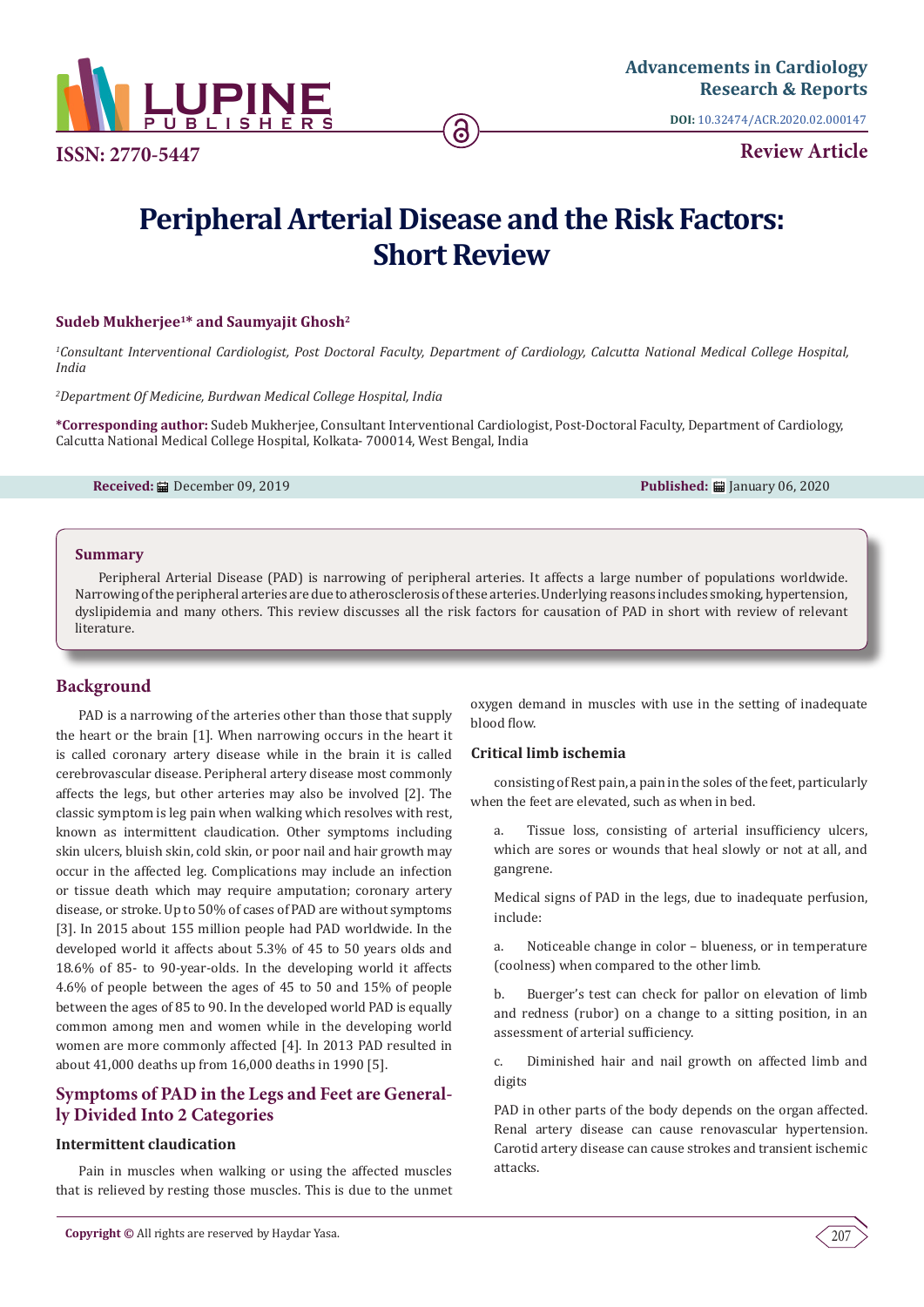Advancements in Cardiology Research & Reports

DOI: 10.32474/ACR.2020.02.000147

ISSN: 2770-5447

Review Article

# Peripheral Arterial Disease and the Risk Factors: Short Review

**Sudeb Mukherjee[1]* and Saumyajit Ghosh[2]**

[1]*Consultant Interventional Cardiologist, Post Doctoral Faculty, Department of Cardiology, Calcutta National Medical College Hospital, India*

[2]*Department Of Medicine, Burdwan Medical College Hospital, India*

***Corresponding author:** Sudeb Mukherjee, Consultant Interventional Cardiologist, Post-Doctoral Faculty, Department of Cardiology, Calcutta National Medical College Hospital, Kolkata- 700014, West Bengal, India

**Received:** December 09, 2019 **Published:** January 06, 2020

## Summary

Peripheral Arterial Disease (PAD) is narrowing of peripheral arteries. It affects a large number of populations worldwide. Narrowing of the peripheral arteries are due to atherosclerosis of these arteries. Underlying reasons includes smoking, hypertension, dyslipidemia and many others. This review discusses all the risk factors for causation of PAD in short with review of relevant literature.

## Background

PAD is a narrowing of the arteries other than those that supply the heart or the brain [1]. When narrowing occurs in the heart it is called coronary artery disease while in the brain it is called cerebrovascular disease. Peripheral artery disease most commonly affects the legs, but other arteries may also be involved [2]. The classic symptom is leg pain when walking which resolves with rest, known as intermittent claudication. Other symptoms including skin ulcers, bluish skin, cold skin, or poor nail and hair growth may occur in the affected leg. Complications may include an infection or tissue death which may require amputation; coronary artery disease, or stroke. Up to 50% of cases of PAD are without symptoms [3]. In 2015 about 155 million people had PAD worldwide. In the developed world it affects about 5.3% of 45 to 50 years olds and 18.6% of 85- to 90-year-olds. In the developing world it affects 4.6% of people between the ages of 45 to 50 and 15% of people between the ages of 85 to 90. In the developed world PAD is equally common among men and women while in the developing world women are more commonly affected [4]. In 2013 PAD resulted in about 41,000 deaths up from 16,000 deaths in 1990 [5].

## Symptoms of PAD in the Legs and Feet are Generally Divided Into 2 Categories

### Intermittent claudication

Pain in muscles when walking or using the affected muscles that is relieved by resting those muscles. This is due to the unmet oxygen demand in muscles with use in the setting of inadequate blood flow.

### Critical limb ischemia

consisting of Rest pain, a pain in the soles of the feet, particularly when the feet are elevated, such as when in bed.

a. Tissue loss, consisting of arterial insufficiency ulcers, which are sores or wounds that heal slowly or not at all, and gangrene.

Medical signs of PAD in the legs, due to inadequate perfusion, include:

a. Noticeable change in color – blueness, or in temperature (coolness) when compared to the other limb.

b. Buerger's test can check for pallor on elevation of limb and redness (rubor) on a change to a sitting position, in an assessment of arterial sufficiency.

c. Diminished hair and nail growth on affected limb and digits

PAD in other parts of the body depends on the organ affected. Renal artery disease can cause renovascular hypertension. Carotid artery disease can cause strokes and transient ischemic attacks.

**Copyright ©** All rights are reserved by Haydar Yasa.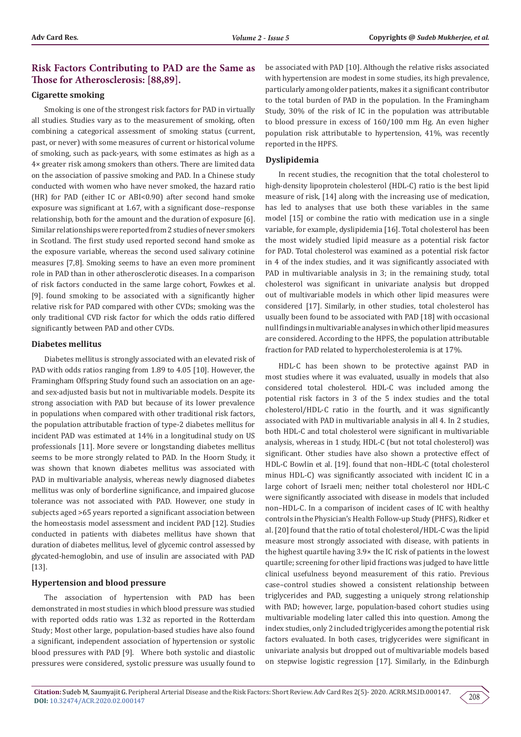## Risk Factors Contributing to PAD are the Same as Those for Atherosclerosis: [88,89].

### Cigarette smoking

Smoking is one of the strongest risk factors for PAD in virtually all studies. Studies vary as to the measurement of smoking, often combining a categorical assessment of smoking status (current, past, or never) with some measures of current or historical volume of smoking, such as pack-years, with some estimates as high as a 4× greater risk among smokers than others. There are limited data on the association of passive smoking and PAD. In a Chinese study conducted with women who have never smoked, the hazard ratio (HR) for PAD (either IC or ABI<0.90) after second hand smoke exposure was significant at 1.67, with a significant dose–response relationship, both for the amount and the duration of exposure [6]. Similar relationships were reported from 2 studies of never smokers in Scotland. The first study used reported second hand smoke as the exposure variable, whereas the second used salivary cotinine measures [7,8]. Smoking seems to have an even more prominent role in PAD than in other atherosclerotic diseases. In a comparison of risk factors conducted in the same large cohort, Fowkes et al. [9]. found smoking to be associated with a significantly higher relative risk for PAD compared with other CVDs; smoking was the only traditional CVD risk factor for which the odds ratio differed significantly between PAD and other CVDs.

### Diabetes mellitus

Diabetes mellitus is strongly associated with an elevated risk of PAD with odds ratios ranging from 1.89 to 4.05 [10]. However, the Framingham Offspring Study found such an association on an age- and sex-adjusted basis but not in multivariable models. Despite its strong association with PAD but because of its lower prevalence in populations when compared with other traditional risk factors, the population attributable fraction of type-2 diabetes mellitus for incident PAD was estimated at 14% in a longitudinal study on US professionals [11]. More severe or longstanding diabetes mellitus seems to be more strongly related to PAD. In the Hoorn Study, it was shown that known diabetes mellitus was associated with PAD in multivariable analysis, whereas newly diagnosed diabetes mellitus was only of borderline significance, and impaired glucose tolerance was not associated with PAD. However, one study in subjects aged >65 years reported a significant association between the homeostasis model assessment and incident PAD [12]. Studies conducted in patients with diabetes mellitus have shown that duration of diabetes mellitus, level of glycemic control assessed by glycated-hemoglobin, and use of insulin are associated with PAD [13].

### Hypertension and blood pressure

The association of hypertension with PAD has been demonstrated in most studies in which blood pressure was studied with reported odds ratio was 1.32 as reported in the Rotterdam Study; Most other large, population-based studies have also found a significant, independent association of hypertension or systolic blood pressures with PAD [9]. Where both systolic and diastolic pressures were considered, systolic pressure was usually found to be associated with PAD [10]. Although the relative risks associated with hypertension are modest in some studies, its high prevalence, particularly among older patients, makes it a significant contributor to the total burden of PAD in the population. In the Framingham Study, 30% of the risk of IC in the population was attributable to blood pressure in excess of 160/100 mm Hg. An even higher population risk attributable to hypertension, 41%, was recently reported in the HPFS.

### Dyslipidemia

In recent studies, the recognition that the total cholesterol to high-density lipoprotein cholesterol (HDL-C) ratio is the best lipid measure of risk, [14] along with the increasing use of medication, has led to analyses that use both these variables in the same model [15] or combine the ratio with medication use in a single variable, for example, dyslipidemia [16]. Total cholesterol has been the most widely studied lipid measure as a potential risk factor for PAD. Total cholesterol was examined as a potential risk factor in 4 of the index studies, and it was significantly associated with PAD in multivariable analysis in 3; in the remaining study, total cholesterol was significant in univariate analysis but dropped out of multivariable models in which other lipid measures were considered [17]. Similarly, in other studies, total cholesterol has usually been found to be associated with PAD [18] with occasional null findings in multivariable analyses in which other lipid measures are considered. According to the HPFS, the population attributable fraction for PAD related to hypercholesterolemia is at 17%.

HDL-C has been shown to be protective against PAD in most studies where it was evaluated, usually in models that also considered total cholesterol. HDL-C was included among the potential risk factors in 3 of the 5 index studies and the total cholesterol/HDL-C ratio in the fourth, and it was significantly associated with PAD in multivariable analysis in all 4. In 2 studies, both HDL-C and total cholesterol were significant in multivariable analysis, whereas in 1 study, HDL-C (but not total cholesterol) was significant. Other studies have also shown a protective effect of HDL-C Bowlin et al. [19]. found that non–HDL-C (total cholesterol minus HDL-C) was significantly associated with incident IC in a large cohort of Israeli men; neither total cholesterol nor HDL-C were significantly associated with disease in models that included non–HDL-C. In a comparison of incident cases of IC with healthy controls in the Physician's Health Follow-up Study (PHFS), Ridker et al. [20] found that the ratio of total cholesterol/HDL-C was the lipid measure most strongly associated with disease, with patients in the highest quartile having 3.9× the IC risk of patients in the lowest quartile; screening for other lipid fractions was judged to have little clinical usefulness beyond measurement of this ratio. Previous case–control studies showed a consistent relationship between triglycerides and PAD, suggesting a uniquely strong relationship with PAD; however, large, population-based cohort studies using multivariable modeling later called this into question. Among the index studies, only 2 included triglycerides among the potential risk factors evaluated. In both cases, triglycerides were significant in univariate analysis but dropped out of multivariable models based on stepwise logistic regression [17]. Similarly, in the Edinburgh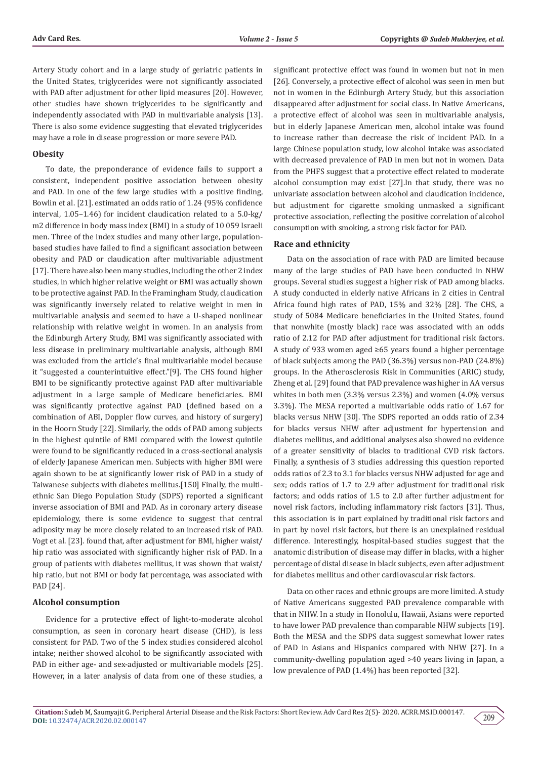Artery Study cohort and in a large study of geriatric patients in the United States, triglycerides were not significantly associated with PAD after adjustment for other lipid measures [20]. However, other studies have shown triglycerides to be significantly and independently associated with PAD in multivariable analysis [13]. There is also some evidence suggesting that elevated triglycerides may have a role in disease progression or more severe PAD.

### Obesity

To date, the preponderance of evidence fails to support a consistent, independent positive association between obesity and PAD. In one of the few large studies with a positive finding, Bowlin et al. [21]. estimated an odds ratio of 1.24 (95% confidence interval, 1.05–1.46) for incident claudication related to a 5.0-kg/m2 difference in body mass index (BMI) in a study of 10 059 Israeli men. Three of the index studies and many other large, population-based studies have failed to find a significant association between obesity and PAD or claudication after multivariable adjustment [17]. There have also been many studies, including the other 2 index studies, in which higher relative weight or BMI was actually shown to be protective against PAD. In the Framingham Study, claudication was significantly inversely related to relative weight in men in multivariable analysis and seemed to have a U-shaped nonlinear relationship with relative weight in women. In an analysis from the Edinburgh Artery Study, BMI was significantly associated with less disease in preliminary multivariable analysis, although BMI was excluded from the article's final multivariable model because it "suggested a counterintuitive effect."[9]. The CHS found higher BMI to be significantly protective against PAD after multivariable adjustment in a large sample of Medicare beneficiaries. BMI was significantly protective against PAD (defined based on a combination of ABI, Doppler flow curves, and history of surgery) in the Hoorn Study [22]. Similarly, the odds of PAD among subjects in the highest quintile of BMI compared with the lowest quintile were found to be significantly reduced in a cross-sectional analysis of elderly Japanese American men. Subjects with higher BMI were again shown to be at significantly lower risk of PAD in a study of Taiwanese subjects with diabetes mellitus.[150] Finally, the multi-ethnic San Diego Population Study (SDPS) reported a significant inverse association of BMI and PAD. As in coronary artery disease epidemiology, there is some evidence to suggest that central adiposity may be more closely related to an increased risk of PAD. Vogt et al. [23]. found that, after adjustment for BMI, higher waist/hip ratio was associated with significantly higher risk of PAD. In a group of patients with diabetes mellitus, it was shown that waist/hip ratio, but not BMI or body fat percentage, was associated with PAD [24].

### Alcohol consumption

Evidence for a protective effect of light-to-moderate alcohol consumption, as seen in coronary heart disease (CHD), is less consistent for PAD. Two of the 5 index studies considered alcohol intake; neither showed alcohol to be significantly associated with PAD in either age- and sex-adjusted or multivariable models [25]. However, in a later analysis of data from one of these studies, a significant protective effect was found in women but not in men [26]. Conversely, a protective effect of alcohol was seen in men but not in women in the Edinburgh Artery Study, but this association disappeared after adjustment for social class. In Native Americans, a protective effect of alcohol was seen in multivariable analysis, but in elderly Japanese American men, alcohol intake was found to increase rather than decrease the risk of incident PAD. In a large Chinese population study, low alcohol intake was associated with decreased prevalence of PAD in men but not in women. Data from the PHFS suggest that a protective effect related to moderate alcohol consumption may exist [27].In that study, there was no univariate association between alcohol and claudication incidence, but adjustment for cigarette smoking unmasked a significant protective association, reflecting the positive correlation of alcohol consumption with smoking, a strong risk factor for PAD.

### Race and ethnicity

Data on the association of race with PAD are limited because many of the large studies of PAD have been conducted in NHW groups. Several studies suggest a higher risk of PAD among blacks. A study conducted in elderly native Africans in 2 cities in Central Africa found high rates of PAD, 15% and 32% [28]. The CHS, a study of 5084 Medicare beneficiaries in the United States, found that nonwhite (mostly black) race was associated with an odds ratio of 2.12 for PAD after adjustment for traditional risk factors. A study of 933 women aged ≥65 years found a higher percentage of black subjects among the PAD (36.3%) versus non-PAD (24.8%) groups. In the Atherosclerosis Risk in Communities (ARIC) study, Zheng et al. [29] found that PAD prevalence was higher in AA versus whites in both men (3.3% versus 2.3%) and women (4.0% versus 3.3%). The MESA reported a multivariable odds ratio of 1.67 for blacks versus NHW [30]. The SDPS reported an odds ratio of 2.34 for blacks versus NHW after adjustment for hypertension and diabetes mellitus, and additional analyses also showed no evidence of a greater sensitivity of blacks to traditional CVD risk factors. Finally, a synthesis of 3 studies addressing this question reported odds ratios of 2.3 to 3.1 for blacks versus NHW adjusted for age and sex; odds ratios of 1.7 to 2.9 after adjustment for traditional risk factors; and odds ratios of 1.5 to 2.0 after further adjustment for novel risk factors, including inflammatory risk factors [31]. Thus, this association is in part explained by traditional risk factors and in part by novel risk factors, but there is an unexplained residual difference. Interestingly, hospital-based studies suggest that the anatomic distribution of disease may differ in blacks, with a higher percentage of distal disease in black subjects, even after adjustment for diabetes mellitus and other cardiovascular risk factors.

Data on other races and ethnic groups are more limited. A study of Native Americans suggested PAD prevalence comparable with that in NHW. In a study in Honolulu, Hawaii, Asians were reported to have lower PAD prevalence than comparable NHW subjects [19]. Both the MESA and the SDPS data suggest somewhat lower rates of PAD in Asians and Hispanics compared with NHW [27]. In a community-dwelling population aged >40 years living in Japan, a low prevalence of PAD (1.4%) has been reported [32].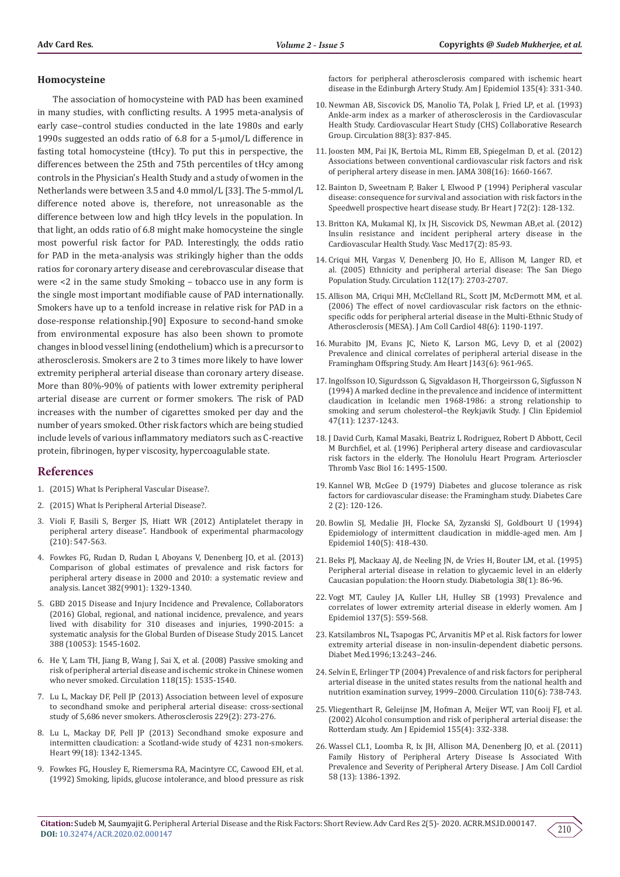## Homocysteine

The association of homocysteine with PAD has been examined in many studies, with conflicting results. A 1995 meta-analysis of early case–control studies conducted in the late 1980s and early 1990s suggested an odds ratio of 6.8 for a 5-μmol/L difference in fasting total homocysteine (tHcy). To put this in perspective, the differences between the 25th and 75th percentiles of tHcy among controls in the Physician's Health Study and a study of women in the Netherlands were between 3.5 and 4.0 mmol/L [33]. The 5-mmol/L difference noted above is, therefore, not unreasonable as the difference between low and high tHcy levels in the population. In that light, an odds ratio of 6.8 might make homocysteine the single most powerful risk factor for PAD. Interestingly, the odds ratio for PAD in the meta-analysis was strikingly higher than the odds ratios for coronary artery disease and cerebrovascular disease that were <2 in the same study Smoking – tobacco use in any form is the single most important modifiable cause of PAD internationally. Smokers have up to a tenfold increase in relative risk for PAD in a dose-response relationship.[90] Exposure to second-hand smoke from environmental exposure has also been shown to promote changes in blood vessel lining (endothelium) which is a precursor to atherosclerosis. Smokers are 2 to 3 times more likely to have lower extremity peripheral arterial disease than coronary artery disease. More than 80%-90% of patients with lower extremity peripheral arterial disease are current or former smokers. The risk of PAD increases with the number of cigarettes smoked per day and the number of years smoked. Other risk factors which are being studied include levels of various inflammatory mediators such as C-reactive protein, fibrinogen, hyper viscosity, hypercoagulable state.

## References

1. (2015) What Is Peripheral Vascular Disease?.
2. (2015) What Is Peripheral Arterial Disease?.
3. Violi F, Basili S, Berger JS, Hiatt WR (2012) Antiplatelet therapy in peripheral artery disease". Handbook of experimental pharmacology (210): 547-563.
4. Fowkes FG, Rudan D, Rudan I, Aboyans V, Denenberg JO, et al. (2013) Comparison of global estimates of prevalence and risk factors for peripheral artery disease in 2000 and 2010: a systematic review and analysis. Lancet 382(9901): 1329-1340.
5. GBD 2015 Disease and Injury Incidence and Prevalence, Collaborators (2016) Global, regional, and national incidence, prevalence, and years lived with disability for 310 diseases and injuries, 1990-2015: a systematic analysis for the Global Burden of Disease Study 2015. Lancet 388 (10053): 1545-1602.
6. He Y, Lam TH, Jiang B, Wang J, Sai X, et al. (2008) Passive smoking and risk of peripheral arterial disease and ischemic stroke in Chinese women who never smoked. Circulation 118(15): 1535-1540.
7. Lu L, Mackay DF, Pell JP (2013) Association between level of exposure to secondhand smoke and peripheral arterial disease: cross-sectional study of 5,686 never smokers. Atherosclerosis 229(2): 273-276.
8. Lu L, Mackay DF, Pell JP (2013) Secondhand smoke exposure and intermitten claudication: a Scotland-wide study of 4231 non-smokers. Heart 99(18): 1342-1345.
9. Fowkes FG, Housley E, Riemersma RA, Macintyre CC, Cawood EH, et al. (1992) Smoking, lipids, glucose intolerance, and blood pressure as risk factors for peripheral atherosclerosis compared with ischemic heart disease in the Edinburgh Artery Study. Am J Epidemiol 135(4): 331-340.
10. Newman AB, Siscovick DS, Manolio TA, Polak J, Fried LP, et al. (1993) Ankle-arm index as a marker of atherosclerosis in the Cardiovascular Health Study. Cardiovascular Heart Study (CHS) Collaborative Research Group. Circulation 88(3): 837-845.
11. Joosten MM, Pai JK, Bertoia ML, Rimm EB, Spiegelman D, et al. (2012) Associations between conventional cardiovascular risk factors and risk of peripheral artery disease in men. JAMA 308(16): 1660-1667.
12. Bainton D, Sweetnam P, Baker I, Elwood P (1994) Peripheral vascular disease: consequence for survival and association with risk factors in the Speedwell prospective heart disease study. Br Heart J 72(2): 128-132.
13. Britton KA, Mukamal KJ, Ix JH, Siscovick DS, Newman AB,et al. (2012) Insulin resistance and incident peripheral artery disease in the Cardiovascular Health Study. Vasc Med17(2): 85-93.
14. Criqui MH, Vargas V, Denenberg JO, Ho E, Allison M, Langer RD, et al. (2005) Ethnicity and peripheral arterial disease: The San Diego Population Study. Circulation 112(17): 2703-2707.
15. Allison MA, Criqui MH, McClelland RL, Scott JM, McDermott MM, et al. (2006) The effect of novel cardiovascular risk factors on the ethnic-specific odds for peripheral arterial disease in the Multi-Ethnic Study of Atherosclerosis (MESA). J Am Coll Cardiol 48(6): 1190-1197.
16. Murabito JM, Evans JC, Nieto K, Larson MG, Levy D, et al (2002) Prevalence and clinical correlates of peripheral arterial disease in the Framingham Offspring Study. Am Heart J143(6): 961-965.
17. Ingolfsson IO, Sigurdsson G, Sigvaldason H, Thorgeirsson G, Sigfusson N (1994) A marked decline in the prevalence and incidence of intermittent claudication in Icelandic men 1968-1986: a strong relationship to smoking and serum cholesterol–the Reykjavik Study. J Clin Epidemiol 47(11): 1237-1243.
18. J David Curb, Kamal Masaki, Beatriz L Rodriguez, Robert D Abbott, Cecil M Burchfiel, et al. (1996) Peripheral artery disease and cardiovascular risk factors in the elderly. The Honolulu Heart Program. Arterioscler Thromb Vasc Biol 16: 1495-1500.
19. Kannel WB, McGee D (1979) Diabetes and glucose tolerance as risk factors for cardiovascular disease: the Framingham study. Diabetes Care 2 (2): 120-126.
20. Bowlin SJ, Medalie JH, Flocke SA, Zyzanski SJ, Goldbourt U (1994) Epidemiology of intermittent claudication in middle-aged men. Am J Epidemiol 140(5): 418-430.
21. Beks PJ, Mackaay AJ, de Neeling JN, de Vries H, Bouter LM, et al. (1995) Peripheral arterial disease in relation to glycaemic level in an elderly Caucasian population: the Hoorn study. Diabetologia 38(1): 86-96.
22. Vogt MT, Cauley JA, Kuller LH, Hulley SB (1993) Prevalence and correlates of lower extremity arterial disease in elderly women. Am J Epidemiol 137(5): 559-568.
23. Katsilambros NL, Tsapogas PC, Arvanitis MP et al. Risk factors for lower extremity arterial disease in non-insulin-dependent diabetic persons. Diabet Med.1996;13:243–246.
24. Selvin E, Erlinger TP (2004) Prevalence of and risk factors for peripheral arterial disease in the united states results from the national health and nutrition examination survey, 1999–2000. Circulation 110(6): 738-743.
25. Vliegenthart R, Geleijnse JM, Hofman A, Meijer WT, van Rooij FJ, et al. (2002) Alcohol consumption and risk of peripheral arterial disease: the Rotterdam study. Am J Epidemiol 155(4): 332-338.
26. Wassel CL1, Loomba R, Ix JH, Allison MA, Denenberg JO, et al. (2011) Family History of Peripheral Artery Disease Is Associated With Prevalence and Severity of Peripheral Artery Disease. J Am Coll Cardiol 58 (13): 1386-1392.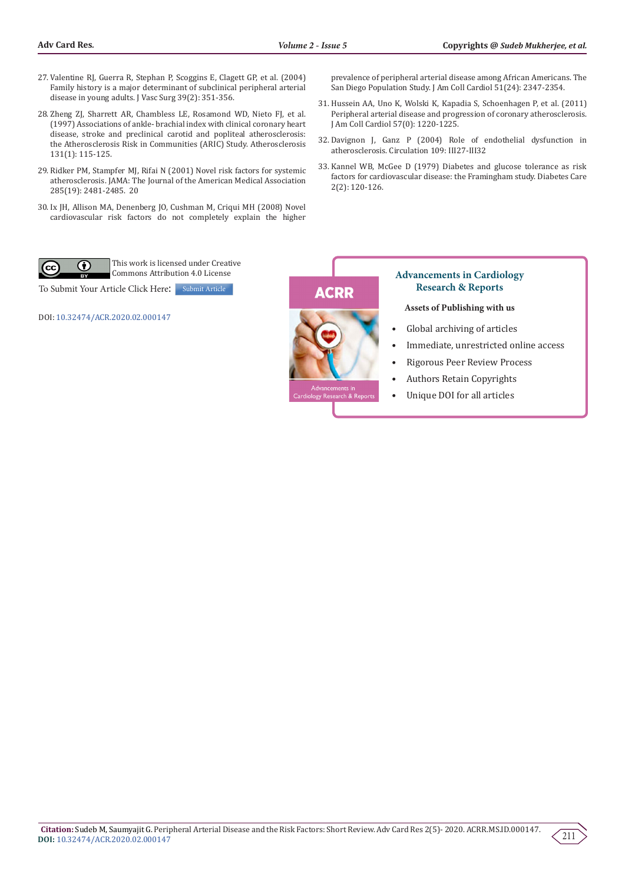27. Valentine RJ, Guerra R, Stephan P, Scoggins E, Clagett GP, et al. (2004) Family history is a major determinant of subclinical peripheral arterial disease in young adults. J Vasc Surg 39(2): 351-356.
28. Zheng ZJ, Sharrett AR, Chambless LE, Rosamond WD, Nieto FJ, et al. (1997) Associations of ankle- brachial index with clinical coronary heart disease, stroke and preclinical carotid and popliteal atherosclerosis: the Atherosclerosis Risk in Communities (ARIC) Study. Atherosclerosis 131(1): 115-125.
29. Ridker PM, Stampfer MJ, Rifai N (2001) Novel risk factors for systemic atherosclerosis. JAMA: The Journal of the American Medical Association 285(19): 2481-2485. 20
30. Ix JH, Allison MA, Denenberg JO, Cushman M, Criqui MH (2008) Novel cardiovascular risk factors do not completely explain the higher prevalence of peripheral arterial disease among African Americans. The San Diego Population Study. J Am Coll Cardiol 51(24): 2347-2354.
31. Hussein AA, Uno K, Wolski K, Kapadia S, Schoenhagen P, et al. (2011) Peripheral arterial disease and progression of coronary atherosclerosis. J Am Coll Cardiol 57(0): 1220-1225.
32. Davignon J, Ganz P (2004) Role of endothelial dysfunction in atherosclerosis. Circulation 109: III27-III32
33. Kannel WB, McGee D (1979) Diabetes and glucose tolerance as risk factors for cardiovascular disease: the Framingham study. Diabetes Care 2(2): 120-126.

This work is licensed under Creative Commons Attribution 4.0 License

To Submit Your Article Click Here: Submit Article

DOI: 10.32474/ACR.2020.02.000147

ACRR

Advancements in Cardiology Research & Reports

**Advancements in Cardiology Research & Reports**

**Assets of Publishing with us**

- Global archiving of articles
- Immediate, unrestricted online access
- Rigorous Peer Review Process
- Authors Retain Copyrights
- Unique DOI for all articles

**Citation:** Sudeb M, Saumyajit G. Peripheral Arterial Disease and the Risk Factors: Short Review. Adv Card Res 2(5)- 2020. ACRR.MS.ID.000147.
**DOI:** 10.32474/ACR.2020.02.000147